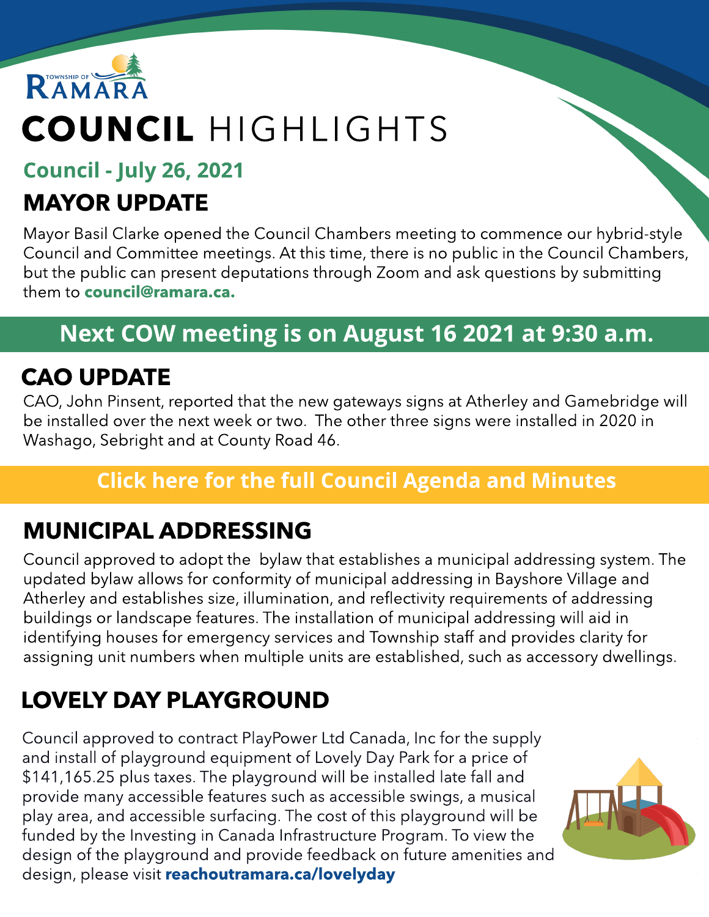TOWNSHIP OF RAMARA

# COUNCIL HIGHLIGHTS

### Council - July 26, 2021

## MAYOR UPDATE

Mayor Basil Clarke opened the Council Chambers meeting to commence our hybrid-style Council and Committee meetings. At this time, there is no public in the Council Chambers, but the public can present deputations through Zoom and ask questions by submitting them to **council@ramara.ca.**

**Next COW meeting is on August 16 2021 at 9:30 a.m.**

## CAO UPDATE

CAO, John Pinsent, reported that the new gateways signs at Atherley and Gamebridge will be installed over the next week or two. The other three signs were installed in 2020 in Washago, Sebright and at County Road 46.

**Click here for the full Council Agenda and Minutes**

## MUNICIPAL ADDRESSING

Council approved to adopt the bylaw that establishes a municipal addressing system. The updated bylaw allows for conformity of municipal addressing in Bayshore Village and Atherley and establishes size, illumination, and reflectivity requirements of addressing buildings or landscape features. The installation of municipal addressing will aid in identifying houses for emergency services and Township staff and provides clarity for assigning unit numbers when multiple units are established, such as accessory dwellings.

## LOVELY DAY PLAYGROUND

Council approved to contract PlayPower Ltd Canada, Inc for the supply and install of playground equipment of Lovely Day Park for a price of $141,165.25 plus taxes. The playground will be installed late fall and provide many accessible features such as accessible swings, a musical play area, and accessible surfacing. The cost of this playground will be funded by the Investing in Canada Infrastructure Program. To view the design of the playground and provide feedback on future amenities and design, please visit **reachoutramara.ca/lovelyday**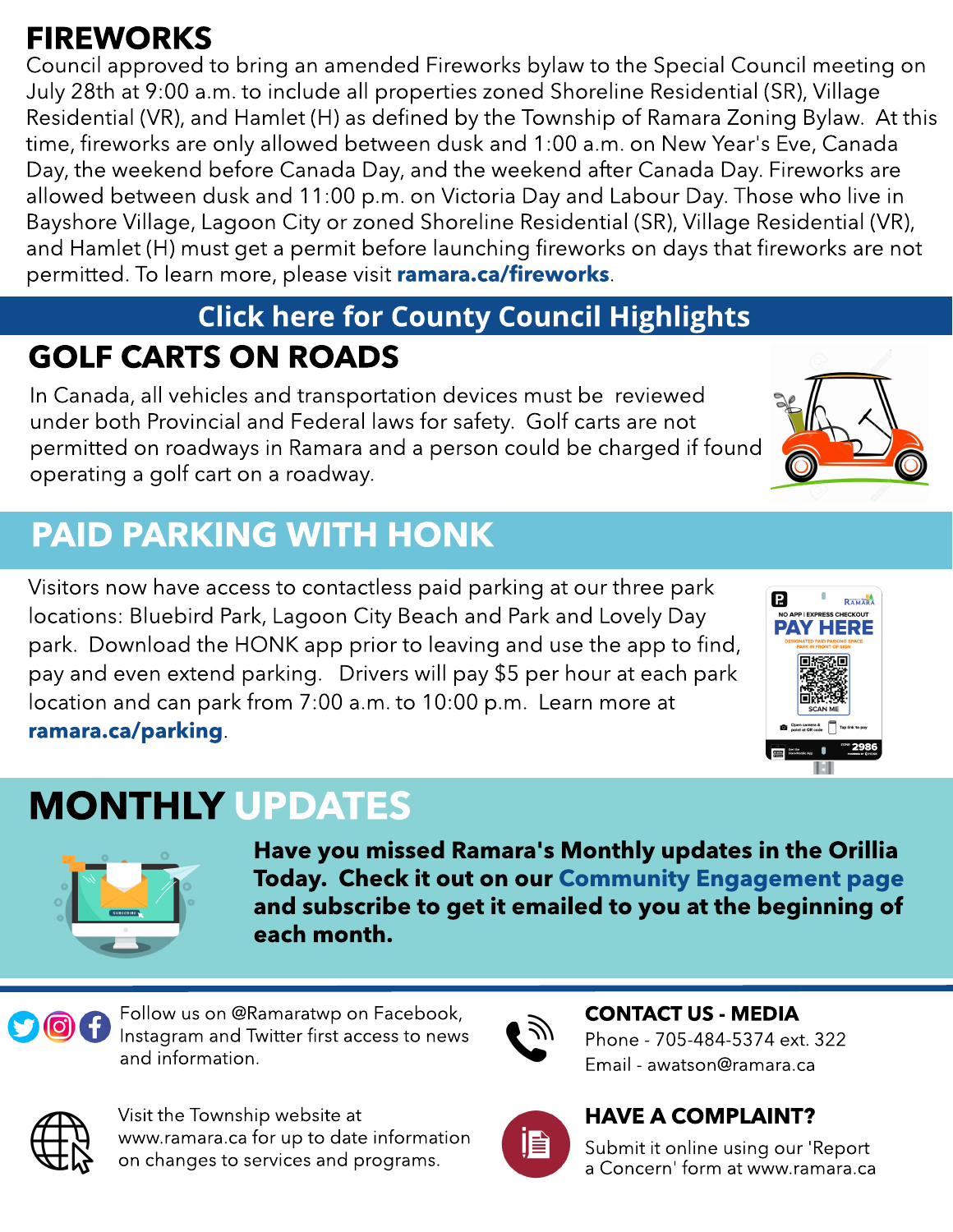## FIREWORKS

Council approved to bring an amended Fireworks bylaw to the Special Council meeting on July 28th at 9:00 a.m. to include all properties zoned Shoreline Residential (SR), Village Residential (VR), and Hamlet (H) as defined by the Township of Ramara Zoning Bylaw. At this time, fireworks are only allowed between dusk and 1:00 a.m. on New Year's Eve, Canada Day, the weekend before Canada Day, and the weekend after Canada Day. Fireworks are allowed between dusk and 11:00 p.m. on Victoria Day and Labour Day. Those who live in Bayshore Village, Lagoon City or zoned Shoreline Residential (SR), Village Residential (VR), and Hamlet (H) must get a permit before launching fireworks on days that fireworks are not permitted. To learn more, please visit **ramara.ca/fireworks**.

**Click here for County Council Highlights**

## GOLF CARTS ON ROADS

In Canada, all vehicles and transportation devices must be reviewed under both Provincial and Federal laws for safety. Golf carts are not permitted on roadways in Ramara and a person could be charged if found operating a golf cart on a roadway.

## PAID PARKING WITH HONK

Visitors now have access to contactless paid parking at our three park locations: Bluebird Park, Lagoon City Beach and Park and Lovely Day park. Download the HONK app prior to leaving and use the app to find, pay and even extend parking. Drivers will pay $5 per hour at each park location and can park from 7:00 a.m. to 10:00 p.m. Learn more at **ramara.ca/parking**.

## MONTHLY UPDATES

**Have you missed Ramara's Monthly updates in the Orillia Today. Check it out on our Community Engagement page and subscribe to get it emailed to you at the beginning of each month.**

Follow us on @Ramaratwp on Facebook, Instagram and Twitter first access to news and information.

**CONTACT US - MEDIA**
Phone - 705-484-5374 ext. 322
Email - awatson@ramara.ca

Visit the Township website at www.ramara.ca for up to date information on changes to services and programs.

**HAVE A COMPLAINT?**
Submit it online using our 'Report a Concern' form at www.ramara.ca